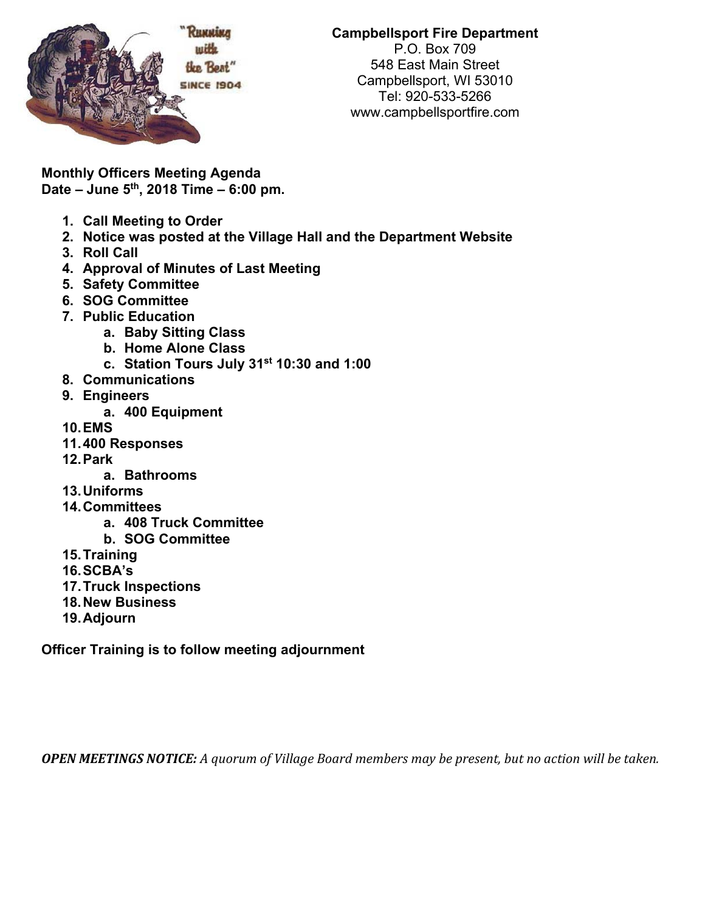**Campbellsport Fire Department**
P.O. Box 709
548 East Main Street
Campbellsport, WI 53010
Tel: 920-533-5266
www.campbellsportfire.com

**Monthly Officers Meeting Agenda**
**Date – June 5th, 2018 Time – 6:00 pm.**

1. **Call Meeting to Order**
2. **Notice was posted at the Village Hall and the Department Website**
3. **Roll Call**
4. **Approval of Minutes of Last Meeting**
5. **Safety Committee**
6. **SOG Committee**
7. **Public Education**
   a. **Baby Sitting Class**
   b. **Home Alone Class**
   c. **Station Tours July 31st 10:30 and 1:00**
8. **Communications**
9. **Engineers**
   a. **400 Equipment**
10. **EMS**
11. **400 Responses**
12. **Park**
    a. **Bathrooms**
13. **Uniforms**
14. **Committees**
    a. **408 Truck Committee**
    b. **SOG Committee**
15. **Training**
16. **SCBA's**
17. **Truck Inspections**
18. **New Business**
19. **Adjourn**

**Officer Training is to follow meeting adjournment**

***OPEN MEETINGS NOTICE:*** *A quorum of Village Board members may be present, but no action will be taken.*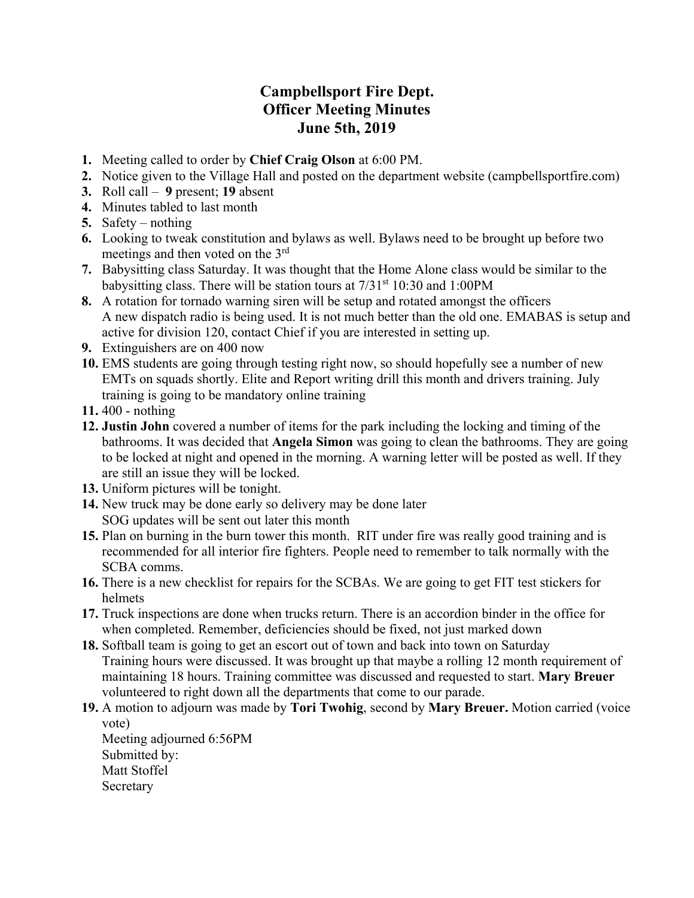# Campbellsport Fire Dept.
# Officer Meeting Minutes
# June 5th, 2019

1. Meeting called to order by **Chief Craig Olson** at 6:00 PM.
2. Notice given to the Village Hall and posted on the department website (campbellsportfire.com)
3. Roll call – **9** present; **19** absent
4. Minutes tabled to last month
5. Safety – nothing
6. Looking to tweak constitution and bylaws as well. Bylaws need to be brought up before two meetings and then voted on the 3rd
7. Babysitting class Saturday. It was thought that the Home Alone class would be similar to the babysitting class. There will be station tours at 7/31st 10:30 and 1:00PM
8. A rotation for tornado warning siren will be setup and rotated amongst the officers
   A new dispatch radio is being used. It is not much better than the old one. EMABAS is setup and active for division 120, contact Chief if you are interested in setting up.
9. Extinguishers are on 400 now
10. EMS students are going through testing right now, so should hopefully see a number of new EMTs on squads shortly. Elite and Report writing drill this month and drivers training. July training is going to be mandatory online training
11. 400 - nothing
12. **Justin John** covered a number of items for the park including the locking and timing of the bathrooms. It was decided that **Angela Simon** was going to clean the bathrooms. They are going to be locked at night and opened in the morning. A warning letter will be posted as well. If they are still an issue they will be locked.
13. Uniform pictures will be tonight.
14. New truck may be done early so delivery may be done later
    SOG updates will be sent out later this month
15. Plan on burning in the burn tower this month. RIT under fire was really good training and is recommended for all interior fire fighters. People need to remember to talk normally with the SCBA comms.
16. There is a new checklist for repairs for the SCBAs. We are going to get FIT test stickers for helmets
17. Truck inspections are done when trucks return. There is an accordion binder in the office for when completed. Remember, deficiencies should be fixed, not just marked down
18. Softball team is going to get an escort out of town and back into town on Saturday
    Training hours were discussed. It was brought up that maybe a rolling 12 month requirement of maintaining 18 hours. Training committee was discussed and requested to start. **Mary Breuer** volunteered to right down all the departments that come to our parade.
19. A motion to adjourn was made by **Tori Twohig**, second by **Mary Breuer.** Motion carried (voice vote)
    Meeting adjourned 6:56PM
    Submitted by:
    Matt Stoffel
    Secretary